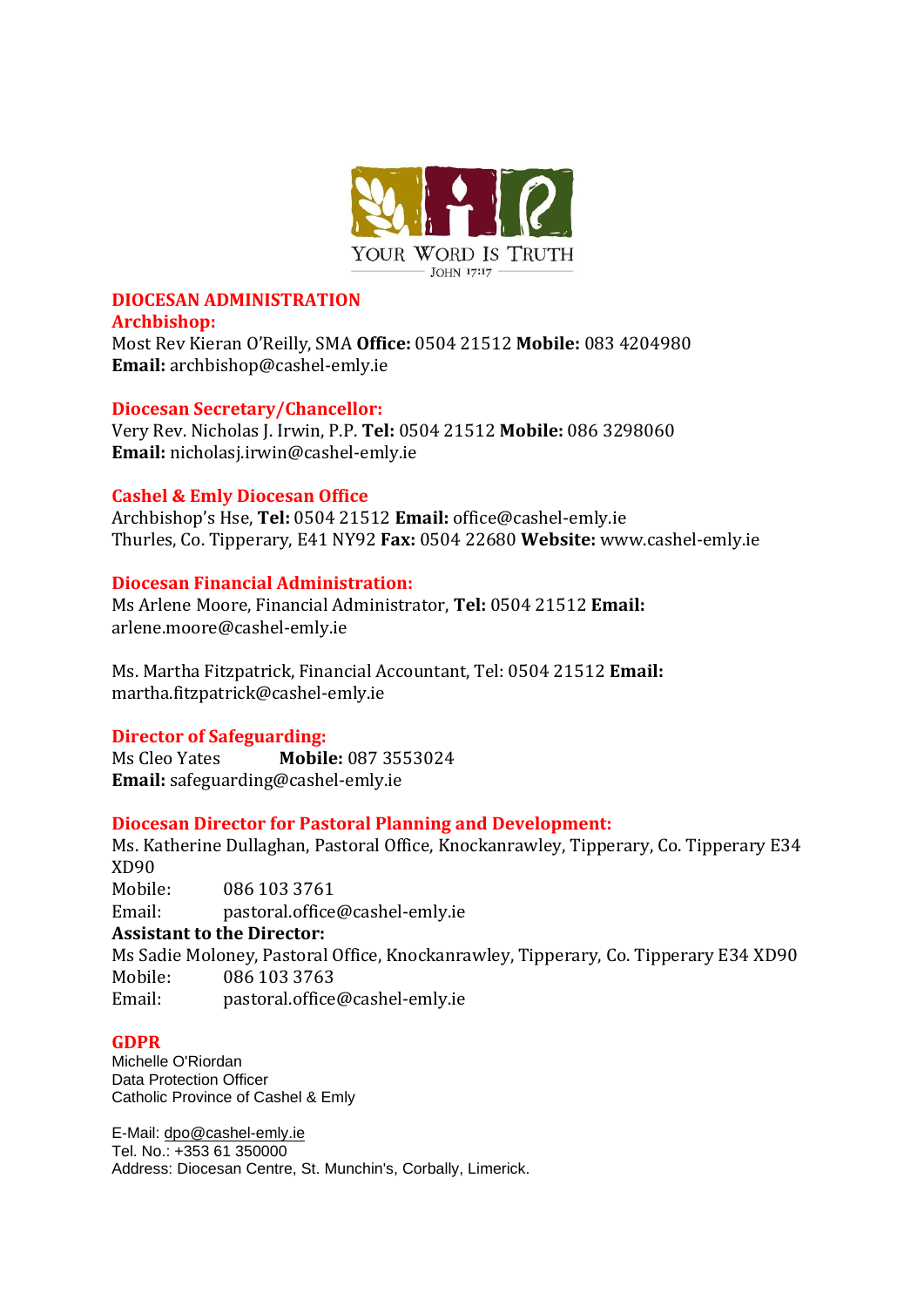YOUR WORD IS TRUTH
JOHN 17:17

# DIOCESAN ADMINISTRATION

## Archbishop:

Most Rev Kieran O'Reilly, SMA **Office:** 0504 21512 **Mobile:** 083 4204980
**Email:** archbishop@cashel-emly.ie

## Diocesan Secretary/Chancellor:

Very Rev. Nicholas J. Irwin, P.P. **Tel:** 0504 21512 **Mobile:** 086 3298060
**Email:** nicholasj.irwin@cashel-emly.ie

## Cashel & Emly Diocesan Office

Archbishop's Hse, **Tel:** 0504 21512 **Email:** office@cashel-emly.ie
Thurles, Co. Tipperary, E41 NY92 **Fax:** 0504 22680 **Website:** www.cashel-emly.ie

## Diocesan Financial Administration:

Ms Arlene Moore, Financial Administrator, **Tel:** 0504 21512 **Email:** arlene.moore@cashel-emly.ie

Ms. Martha Fitzpatrick, Financial Accountant, Tel: 0504 21512 **Email:** martha.fitzpatrick@cashel-emly.ie

## Director of Safeguarding:

Ms Cleo Yates **Mobile:** 087 3553024
**Email:** safeguarding@cashel-emly.ie

## Diocesan Director for Pastoral Planning and Development:

Ms. Katherine Dullaghan, Pastoral Office, Knockanrawley, Tipperary, Co. Tipperary E34 XD90
Mobile: 086 103 3761
Email: pastoral.office@cashel-emly.ie

**Assistant to the Director:**

Ms Sadie Moloney, Pastoral Office, Knockanrawley, Tipperary, Co. Tipperary E34 XD90
Mobile: 086 103 3763
Email: pastoral.office@cashel-emly.ie

## GDPR

Michelle O'Riordan
Data Protection Officer
Catholic Province of Cashel & Emly

E-Mail: dpo@cashel-emly.ie
Tel. No.: +353 61 350000
Address: Diocesan Centre, St. Munchin's, Corbally, Limerick.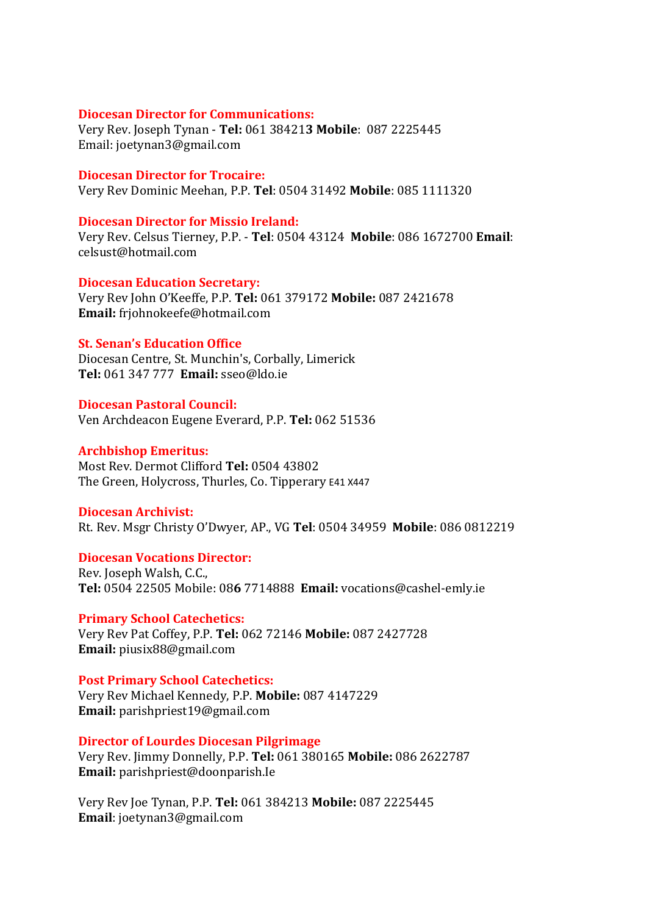**Diocesan Director for Communications:**
Very Rev. Joseph Tynan - **Tel:** 061 38421**3** **Mobile**: 087 2225445
Email: joetynan3@gmail.com

**Diocesan Director for Trocaire:**
Very Rev Dominic Meehan, P.P. **Tel**: 0504 31492 **Mobile**: 085 1111320

**Diocesan Director for Missio Ireland:**
Very Rev. Celsus Tierney, P.P. - **Tel**: 0504 43124 **Mobile**: 086 1672700 **Email**: celsust@hotmail.com

**Diocesan Education Secretary:**
Very Rev John O'Keeffe, P.P. **Tel:** 061 379172 **Mobile:** 087 2421678
**Email:** frjohnokeefe@hotmail.com

**St. Senan's Education Office**
Diocesan Centre, St. Munchin's, Corbally, Limerick
**Tel:** 061 347 777 **Email:** sseo@ldo.ie

**Diocesan Pastoral Council:**
Ven Archdeacon Eugene Everard, P.P. **Tel:** 062 51536

**Archbishop Emeritus:**
Most Rev. Dermot Clifford **Tel:** 0504 43802
The Green, Holycross, Thurles, Co. Tipperary E41 X447

**Diocesan Archivist:**
Rt. Rev. Msgr Christy O'Dwyer, AP., VG **Tel**: 0504 34959 **Mobile**: 086 0812219

**Diocesan Vocations Director:**
Rev. Joseph Walsh, C.C.,
**Tel:** 0504 22505 Mobile: 08**6** 7714888 **Email:** vocations@cashel-emly.ie

**Primary School Catechetics:**
Very Rev Pat Coffey, P.P. **Tel:** 062 72146 **Mobile:** 087 2427728
**Email:** piusix88@gmail.com

**Post Primary School Catechetics:**
Very Rev Michael Kennedy, P.P. **Mobile:** 087 4147229
**Email:** parishpriest19@gmail.com

**Director of Lourdes Diocesan Pilgrimage**
Very Rev. Jimmy Donnelly, P.P. **Tel:** 061 380165 **Mobile:** 086 2622787
**Email:** parishpriest@doonparish.Ie

Very Rev Joe Tynan, P.P. **Tel:** 061 384213 **Mobile:** 087 2225445
**Email**: joetynan3@gmail.com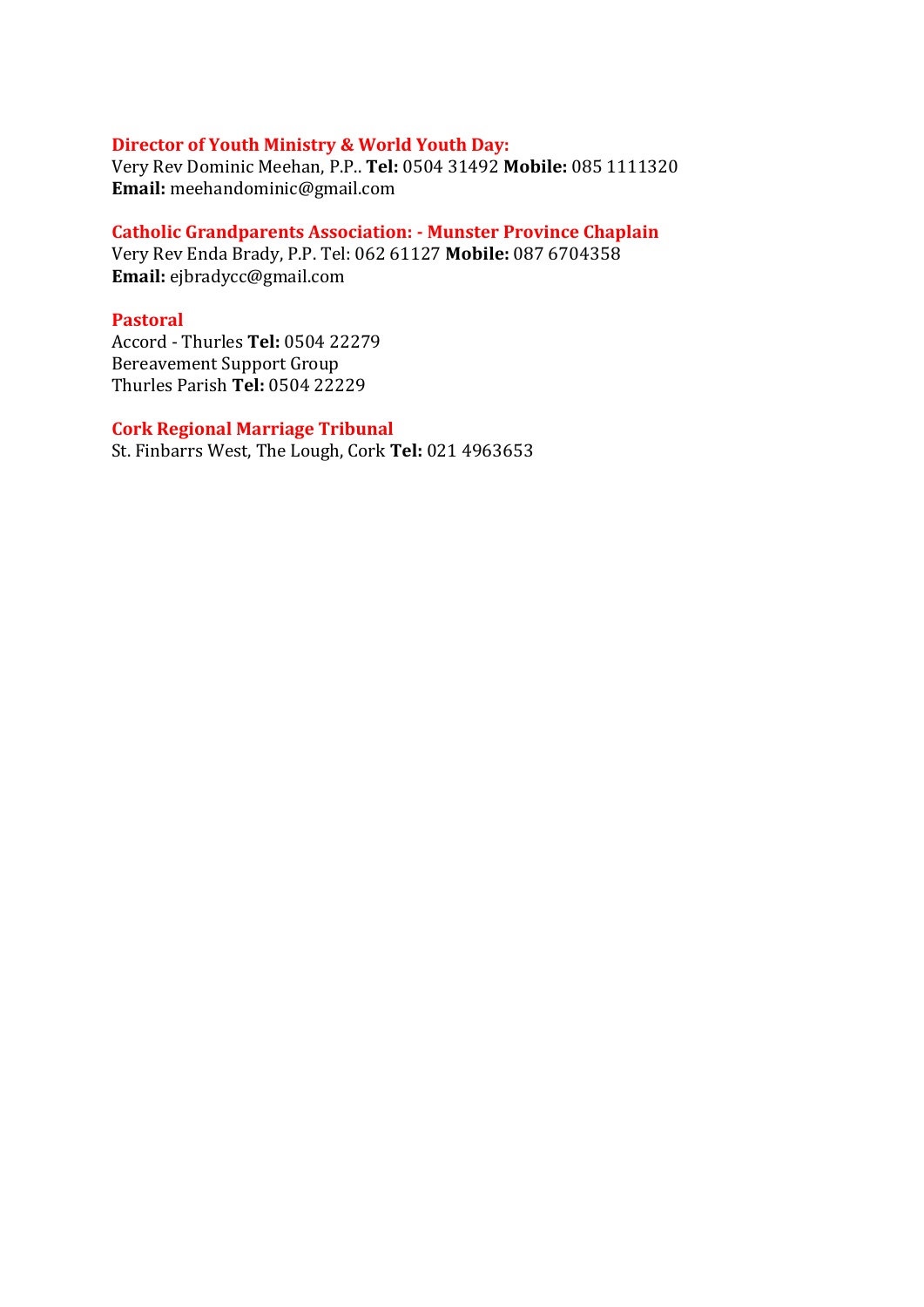**Director of Youth Ministry & World Youth Day:**
Very Rev Dominic Meehan, P.P.. **Tel:** 0504 31492 **Mobile:** 085 1111320
**Email:** meehandominic@gmail.com

**Catholic Grandparents Association: - Munster Province Chaplain**
Very Rev Enda Brady, P.P. Tel: 062 61127 **Mobile:** 087 6704358
**Email:** ejbradycc@gmail.com

**Pastoral**
Accord - Thurles **Tel:** 0504 22279
Bereavement Support Group
Thurles Parish **Tel:** 0504 22229

**Cork Regional Marriage Tribunal**
St. Finbarrs West, The Lough, Cork **Tel:** 021 4963653